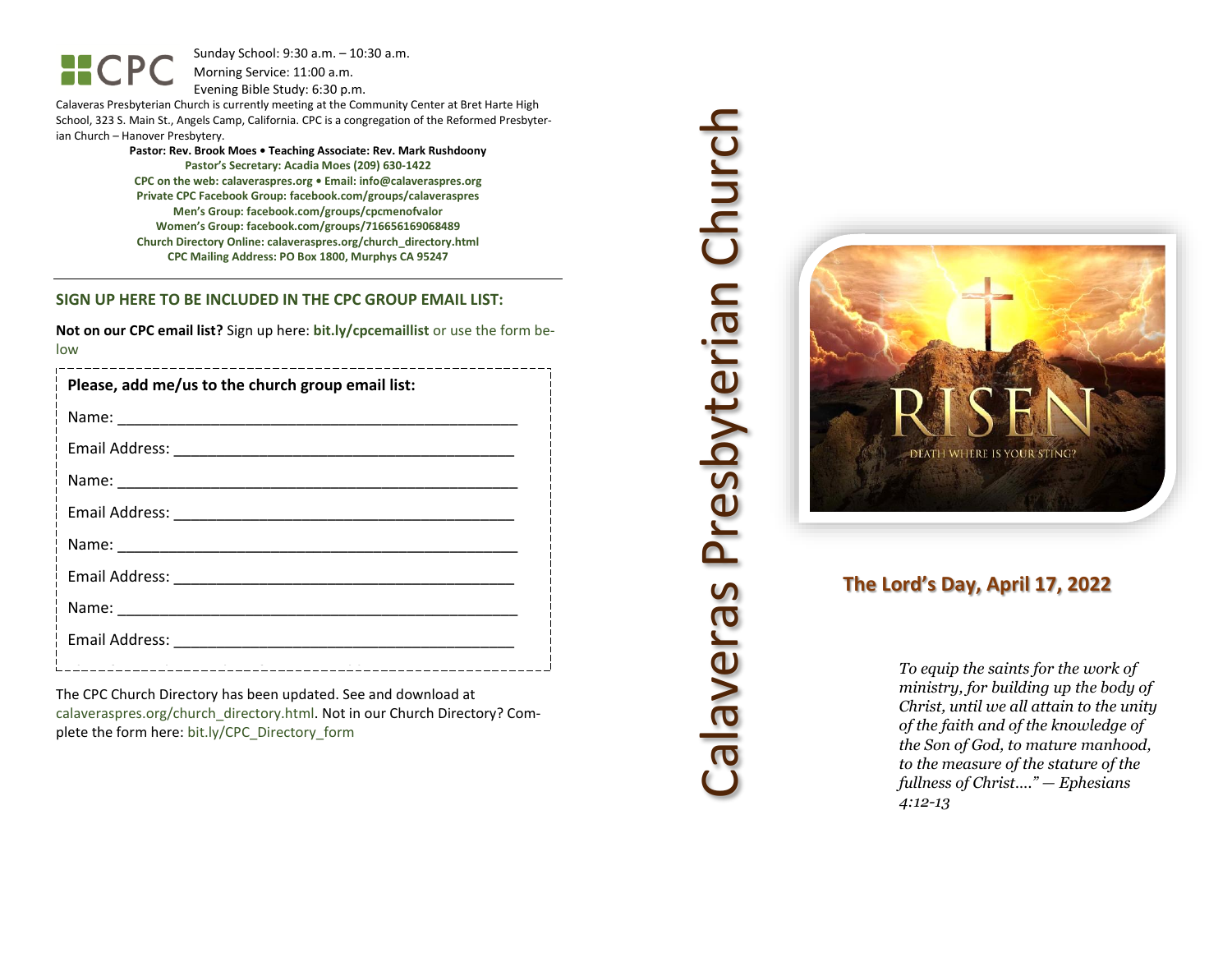CPC

Sunday School: 9:30 a.m. – 10:30 a.m.
Morning Service: 11:00 a.m.
Evening Bible Study: 6:30 p.m.

Calaveras Presbyterian Church is currently meeting at the Community Center at Bret Harte High School, 323 S. Main St., Angels Camp, California. CPC is a congregation of the Reformed Presbyterian Church – Hanover Presbytery.

**Pastor: Rev. Brook Moes • Teaching Associate: Rev. Mark Rushdoony**
**Pastor's Secretary: Acadia Moes (209) 630-1422**
**CPC on the web: calaveraspres.org • Email: info@calaveraspres.org**
**Private CPC Facebook Group: facebook.com/groups/calaveraspres**
**Men's Group: facebook.com/groups/cpcmenofvalor**
**Women's Group: facebook.com/groups/716656169068489**
**Church Directory Online: calaveraspres.org/church_directory.html**
**CPC Mailing Address: PO Box 1800, Murphys CA 95247**

---

## SIGN UP HERE TO BE INCLUDED IN THE CPC GROUP EMAIL LIST:

**Not on our CPC email list?** Sign up here: **bit.ly/cpcemaillist** or use the form below

**Please, add me/us to the church group email list:**

Name: ______________________________________________

Email Address: ________________________________________

Name: ______________________________________________

Email Address: ________________________________________

Name: ______________________________________________

Email Address: ________________________________________

Name: ______________________________________________

Email Address: ________________________________________

The CPC Church Directory has been updated. See and download at calaveraspres.org/church_directory.html. Not in our Church Directory? Complete the form here: bit.ly/CPC_Directory_form

# Calaveras Presbyterian Church

RISEN
DEATH WHERE IS YOUR STING?

## The Lord's Day, April 17, 2022

*To equip the saints for the work of ministry, for building up the body of Christ, until we all attain to the unity of the faith and of the knowledge of the Son of God, to mature manhood, to the measure of the stature of the fullness of Christ...." — Ephesians 4:12-13*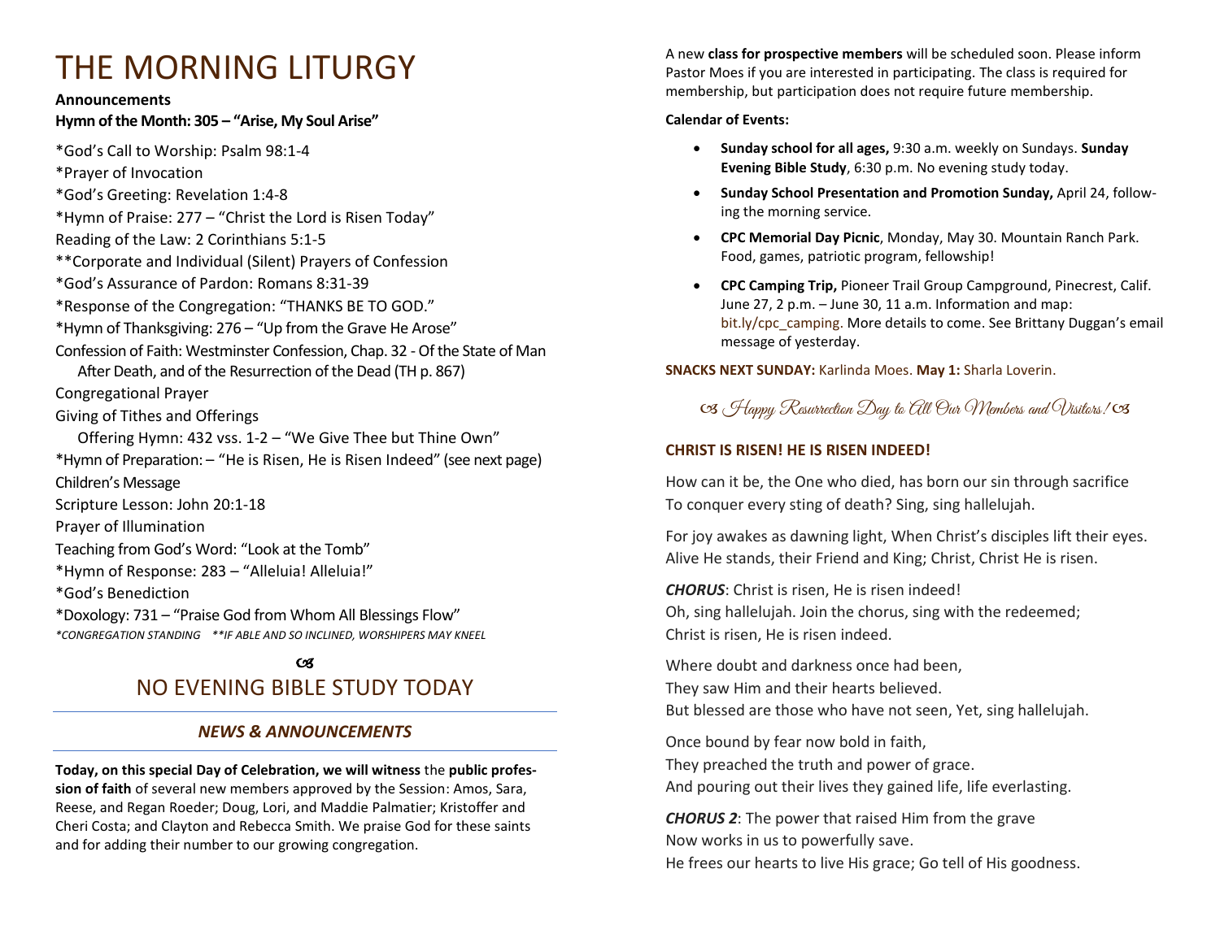# THE MORNING LITURGY

**Announcements**

**Hymn of the Month: 305 – "Arise, My Soul Arise"**

*God's Call to Worship: Psalm 98:1-4
*Prayer of Invocation
*God's Greeting: Revelation 1:4-8
*Hymn of Praise: 277 – "Christ the Lord is Risen Today"
Reading of the Law: 2 Corinthians 5:1-5
**Corporate and Individual (Silent) Prayers of Confession
*God's Assurance of Pardon: Romans 8:31-39
*Response of the Congregation: "THANKS BE TO GOD."
*Hymn of Thanksgiving: 276 – "Up from the Grave He Arose"
Confession of Faith: Westminster Confession, Chap. 32 - Of the State of Man After Death, and of the Resurrection of the Dead (TH p. 867)
Congregational Prayer
Giving of Tithes and Offerings
Offering Hymn: 432 vss. 1-2 – "We Give Thee but Thine Own"
*Hymn of Preparation: – "He is Risen, He is Risen Indeed" (see next page)
Children's Message
Scripture Lesson: John 20:1-18
Prayer of Illumination
Teaching from God's Word: "Look at the Tomb"
*Hymn of Response: 283 – "Alleluia! Alleluia!"
*God's Benediction
*Doxology: 731 – "Praise God from Whom All Blessings Flow"

*\*CONGREGATION STANDING \*\*IF ABLE AND SO INCLINED, WORSHIPERS MAY KNEEL*

## NO EVENING BIBLE STUDY TODAY

## *NEWS & ANNOUNCEMENTS*

**Today, on this special Day of Celebration, we will witness** the **public profession of faith** of several new members approved by the Session: Amos, Sara, Reese, and Regan Roeder; Doug, Lori, and Maddie Palmatier; Kristoffer and Cheri Costa; and Clayton and Rebecca Smith. We praise God for these saints and for adding their number to our growing congregation.

A new **class for prospective members** will be scheduled soon. Please inform Pastor Moes if you are interested in participating. The class is required for membership, but participation does not require future membership.

**Calendar of Events:**

- **Sunday school for all ages,** 9:30 a.m. weekly on Sundays. **Sunday Evening Bible Study**, 6:30 p.m. No evening study today.
- **Sunday School Presentation and Promotion Sunday,** April 24, following the morning service.
- **CPC Memorial Day Picnic**, Monday, May 30. Mountain Ranch Park. Food, games, patriotic program, fellowship!
- **CPC Camping Trip,** Pioneer Trail Group Campground, Pinecrest, Calif. June 27, 2 p.m. – June 30, 11 a.m. Information and map: bit.ly/cpc_camping. More details to come. See Brittany Duggan's email message of yesterday.

**SNACKS NEXT SUNDAY:** Karlinda Moes. **May 1:** Sharla Loverin.

*Happy Resurrection Day to All Our Members and Visitors!*

**CHRIST IS RISEN! HE IS RISEN INDEED!**

How can it be, the One who died, has born our sin through sacrifice
To conquer every sting of death? Sing, sing hallelujah.

For joy awakes as dawning light, When Christ's disciples lift their eyes.
Alive He stands, their Friend and King; Christ, Christ He is risen.

***CHORUS***: Christ is risen, He is risen indeed!
Oh, sing hallelujah. Join the chorus, sing with the redeemed;
Christ is risen, He is risen indeed.

Where doubt and darkness once had been,
They saw Him and their hearts believed.
But blessed are those who have not seen, Yet, sing hallelujah.

Once bound by fear now bold in faith,
They preached the truth and power of grace.
And pouring out their lives they gained life, life everlasting.

***CHORUS 2***: The power that raised Him from the grave
Now works in us to powerfully save.
He frees our hearts to live His grace; Go tell of His goodness.